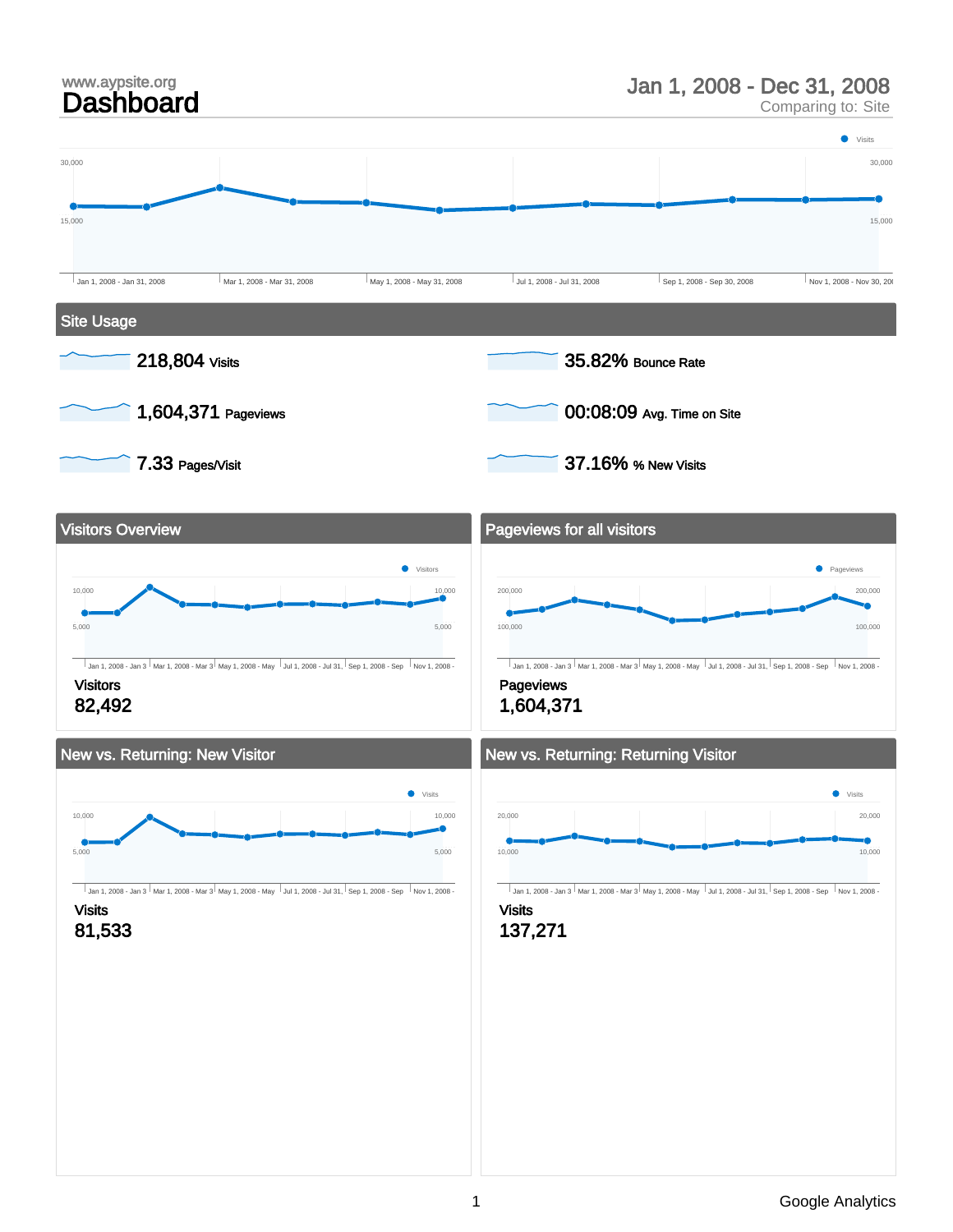www.aypsite.org

# Dashboard

Jan 1, 2008 - Dec 31, 2008
Comparing to: Site

## Site Usage

218,804 Visits

35.82% Bounce Rate

1,604,371 Pageviews

00:08:09 Avg. Time on Site

7.33 Pages/Visit

37.16% % New Visits

## Visitors Overview

Visitors
82,492

## Pageviews for all visitors

Pageviews
1,604,371

## New vs. Returning: New Visitor

Visits
81,533

## New vs. Returning: Returning Visitor

Visits
137,271

Google Analytics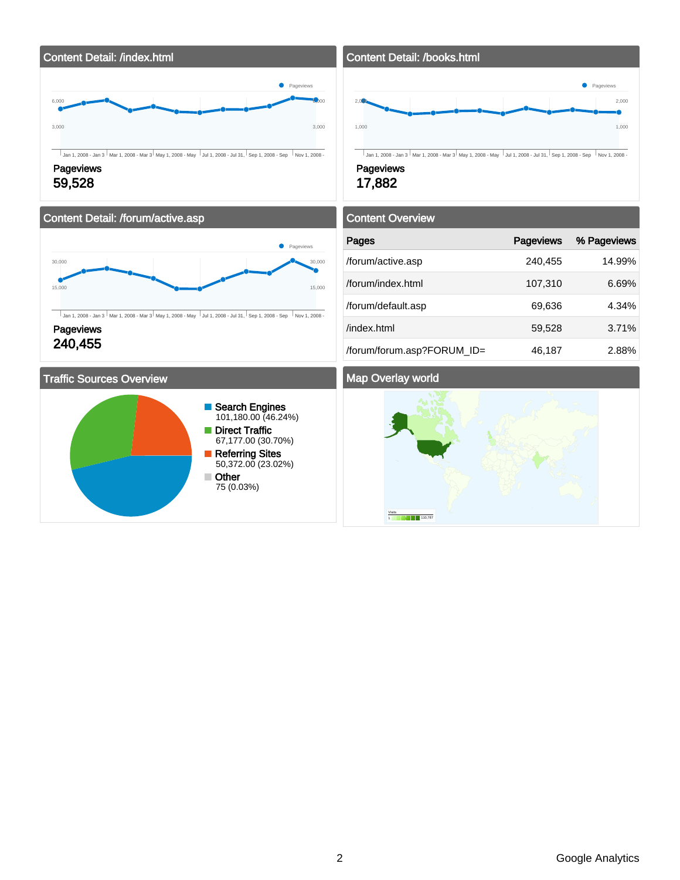## Content Detail: /index.html

Pageviews

**59,528**

## Content Detail: /books.html

Pageviews

**17,882**

## Content Detail: /forum/active.asp

Pageviews

**240,455**

## Content Overview

| Pages | Pageviews | % Pageviews |
|---|---|---|
| /forum/active.asp | 240,455 | 14.99% |
| /forum/index.html | 107,310 | 6.69% |
| /forum/default.asp | 69,636 | 4.34% |
| /index.html | 59,528 | 3.71% |
| /forum/forum.asp?FORUM_ID= | 46,187 | 2.88% |

## Traffic Sources Overview

- **Search Engines** 101,180.00 (46.24%)
- **Direct Traffic** 67,177.00 (30.70%)
- **Referring Sites** 50,372.00 (23.02%)
- **Other** 75 (0.03%)

## Map Overlay world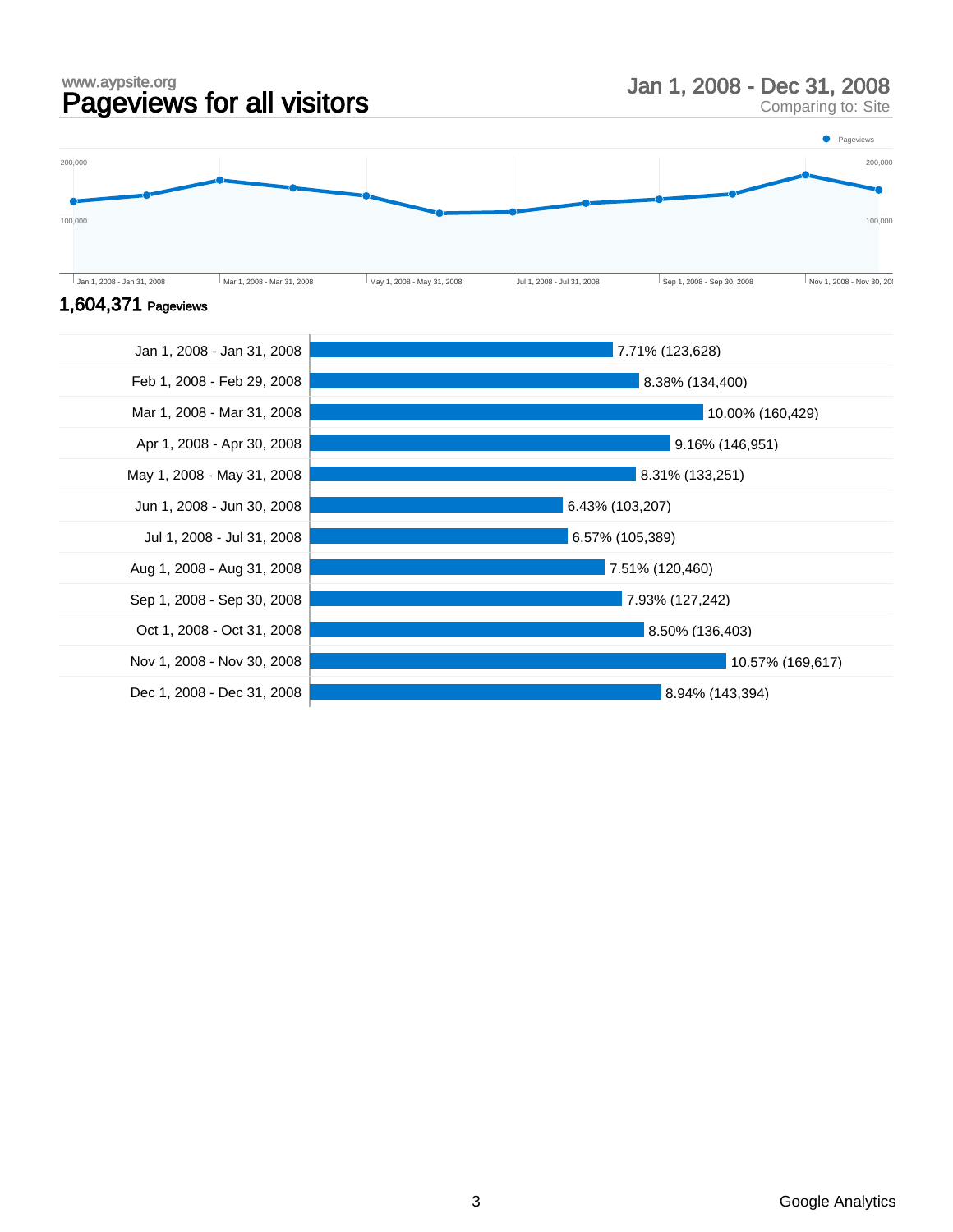www.aypsite.org

# Pageviews for all visitors

Jan 1, 2008 - Dec 31, 2008
Comparing to: Site

**1,604,371** Pageviews

| Month | Pageviews |
|---|---|
| Jan 1, 2008 - Jan 31, 2008 | 7.71% (123,628) |
| Feb 1, 2008 - Feb 29, 2008 | 8.38% (134,400) |
| Mar 1, 2008 - Mar 31, 2008 | 10.00% (160,429) |
| Apr 1, 2008 - Apr 30, 2008 | 9.16% (146,951) |
| May 1, 2008 - May 31, 2008 | 8.31% (133,251) |
| Jun 1, 2008 - Jun 30, 2008 | 6.43% (103,207) |
| Jul 1, 2008 - Jul 31, 2008 | 6.57% (105,389) |
| Aug 1, 2008 - Aug 31, 2008 | 7.51% (120,460) |
| Sep 1, 2008 - Sep 30, 2008 | 7.93% (127,242) |
| Oct 1, 2008 - Oct 31, 2008 | 8.50% (136,403) |
| Nov 1, 2008 - Nov 30, 2008 | 10.57% (169,617) |
| Dec 1, 2008 - Dec 31, 2008 | 8.94% (143,394) |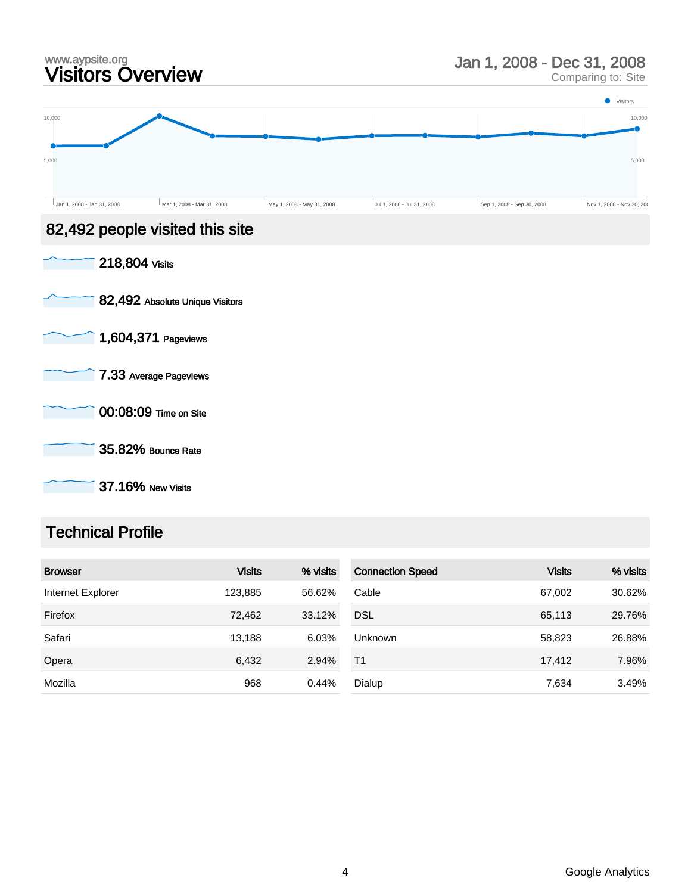www.aypsite.org

# Visitors Overview

Jan 1, 2008 - Dec 31, 2008
Comparing to: Site

## 82,492 people visited this site

218,804 Visits

82,492 Absolute Unique Visitors

1,604,371 Pageviews

7.33 Average Pageviews

00:08:09 Time on Site

35.82% Bounce Rate

37.16% New Visits

## Technical Profile

| Browser | Visits | % visits |
|---|---|---|
| Internet Explorer | 123,885 | 56.62% |
| Firefox | 72,462 | 33.12% |
| Safari | 13,188 | 6.03% |
| Opera | 6,432 | 2.94% |
| Mozilla | 968 | 0.44% |

| Connection Speed | Visits | % visits |
|---|---|---|
| Cable | 67,002 | 30.62% |
| DSL | 65,113 | 29.76% |
| Unknown | 58,823 | 26.88% |
| T1 | 17,412 | 7.96% |
| Dialup | 7,634 | 3.49% |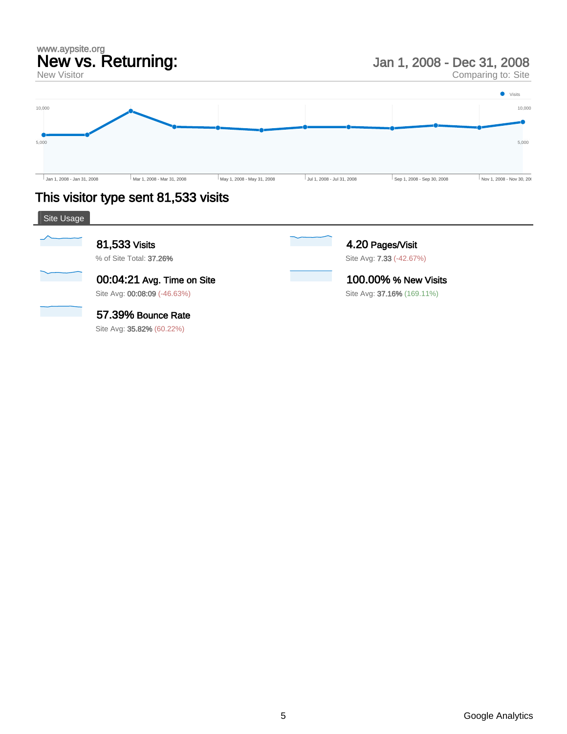www.aypsite.org

# New vs. Returning:

New Visitor

Jan 1, 2008 - Dec 31, 2008

Comparing to: Site

## This visitor type sent 81,533 visits

Site Usage

**81,533** Visits
% of Site Total: **37.26%**

**4.20** Pages/Visit
Site Avg: **7.33** (-42.67%)

**00:04:21** Avg. Time on Site
Site Avg: **00:08:09** (-46.63%)

**100.00%** % New Visits
Site Avg: **37.16%** (169.11%)

**57.39%** Bounce Rate
Site Avg: **35.82%** (60.22%)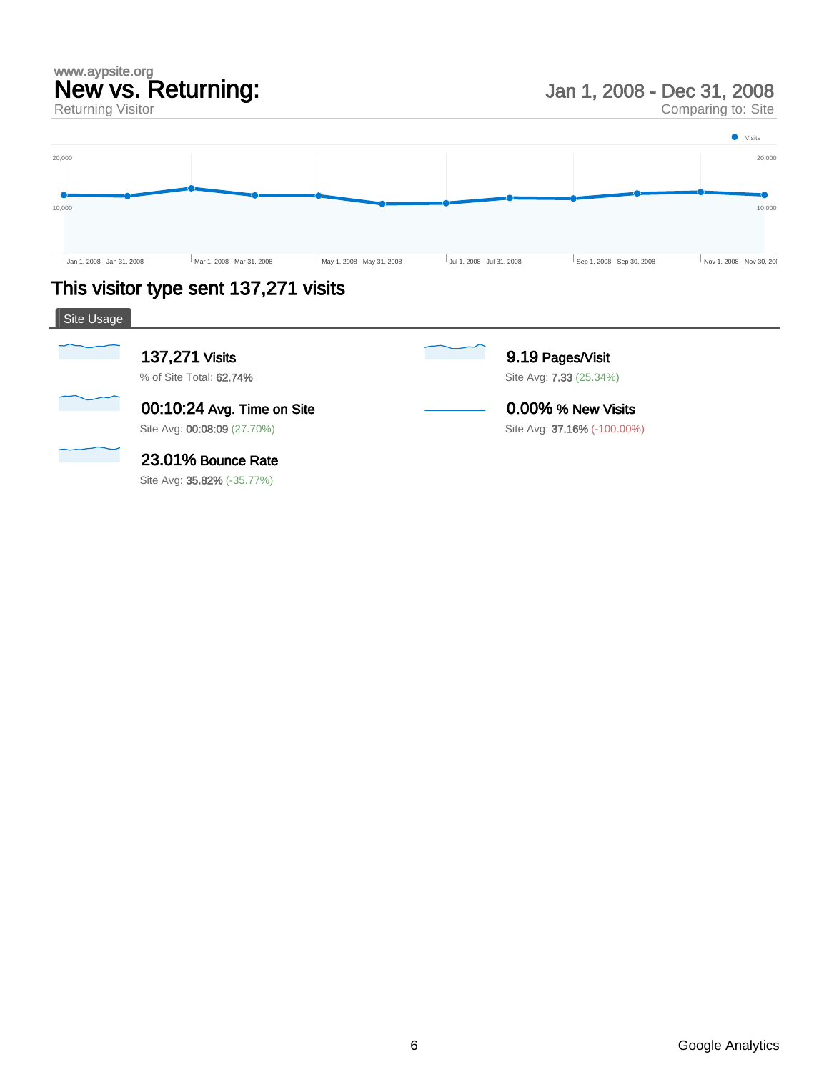www.aypsite.org

# New vs. Returning:

Returning Visitor

Jan 1, 2008 - Dec 31, 2008

Comparing to: Site

Visits

20,000

10,000

Jan 1, 2008 - Jan 31, 2008 | Mar 1, 2008 - Mar 31, 2008 | May 1, 2008 - May 31, 2008 | Jul 1, 2008 - Jul 31, 2008 | Sep 1, 2008 - Sep 30, 2008 | Nov 1, 2008 - Nov 30, 2008

## This visitor type sent 137,271 visits

### Site Usage

**137,271** Visits
% of Site Total: **62.74%**

**9.19** Pages/Visit
Site Avg: **7.33** (25.34%)

**00:10:24** Avg. Time on Site
Site Avg: **00:08:09** (27.70%)

**0.00%** % New Visits
Site Avg: **37.16%** (-100.00%)

**23.01%** Bounce Rate
Site Avg: **35.82%** (-35.77%)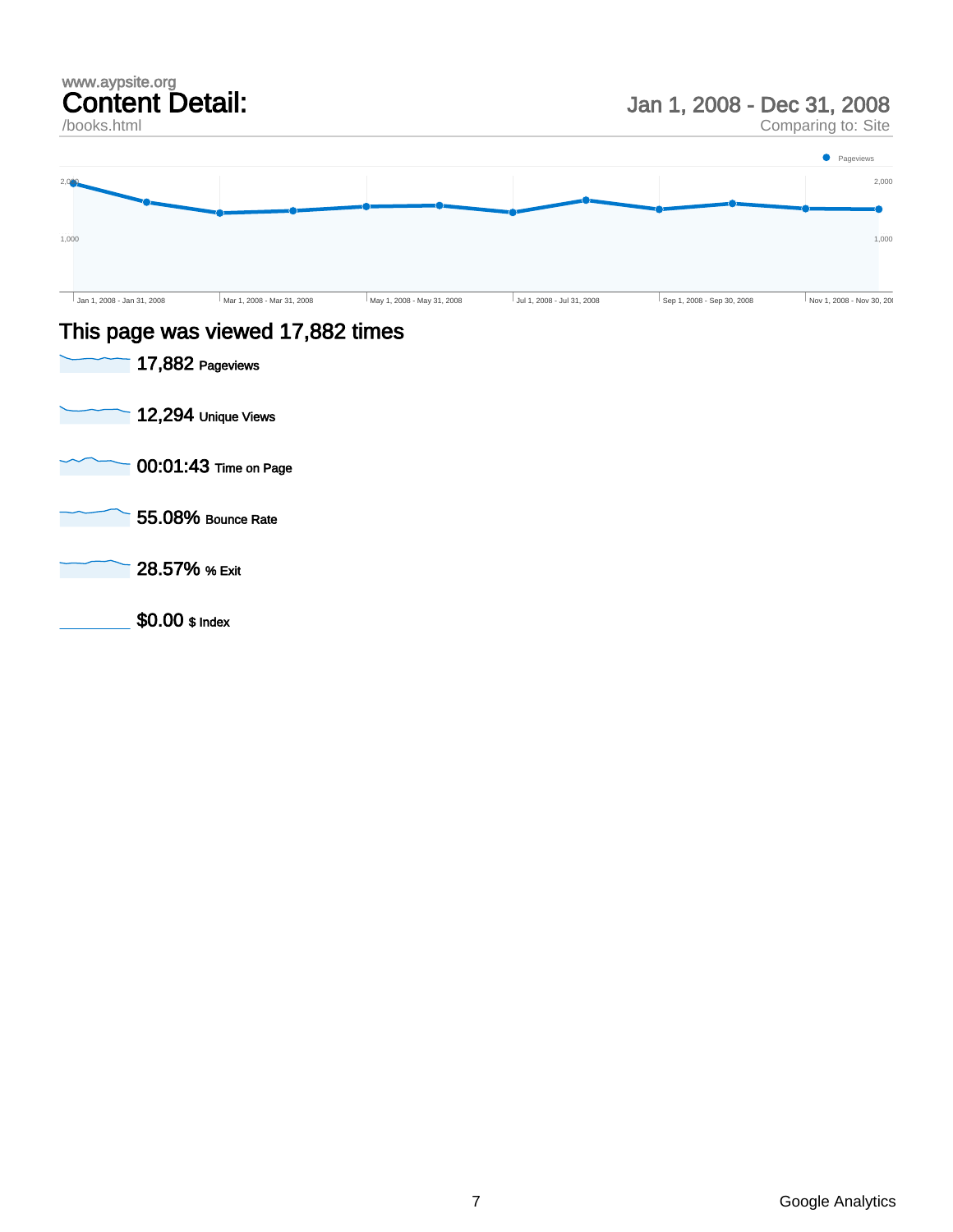www.aypsite.org

# Content Detail:

/books.html

Jan 1, 2008 - Dec 31, 2008

Comparing to: Site

## This page was viewed 17,882 times

17,882 Pageviews

12,294 Unique Views

00:01:43 Time on Page

55.08% Bounce Rate

28.57% % Exit

$0.00 $ Index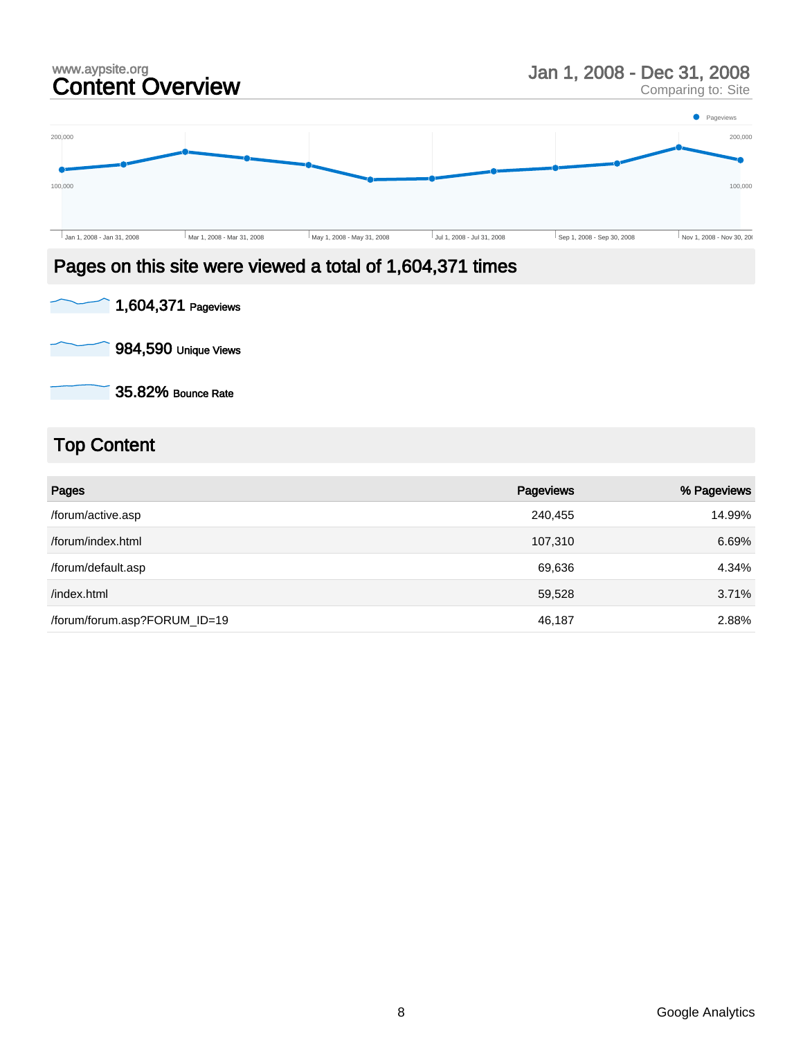www.aypsite.org

# Content Overview

Jan 1, 2008 - Dec 31, 2008
Comparing to: Site

## Pages on this site were viewed a total of 1,604,371 times

**1,604,371** Pageviews

**984,590** Unique Views

**35.82%** Bounce Rate

## Top Content

| Pages | Pageviews | % Pageviews |
|---|---|---|
| /forum/active.asp | 240,455 | 14.99% |
| /forum/index.html | 107,310 | 6.69% |
| /forum/default.asp | 69,636 | 4.34% |
| /index.html | 59,528 | 3.71% |
| /forum/forum.asp?FORUM_ID=19 | 46,187 | 2.88% |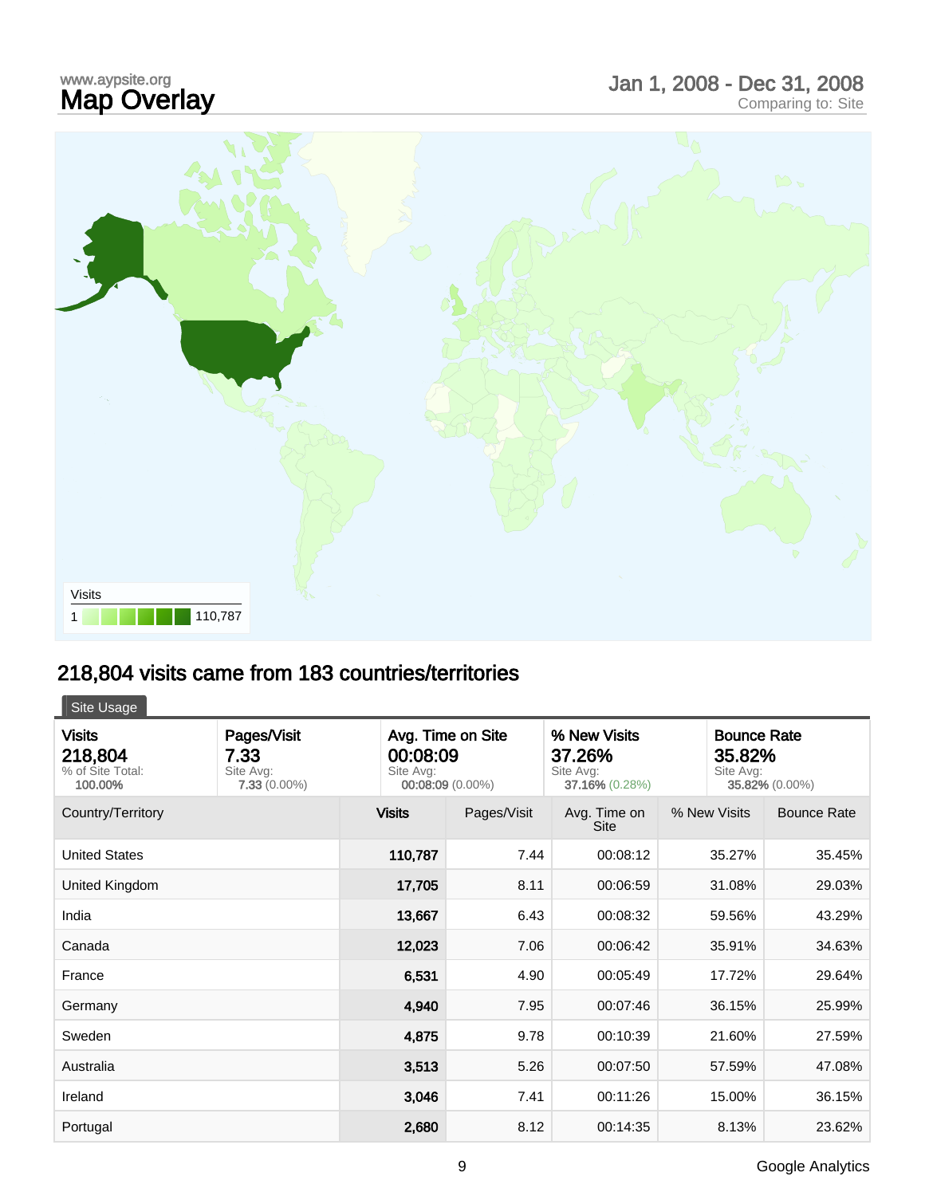www.aypsite.org

# Map Overlay

Jan 1, 2008 - Dec 31, 2008
Comparing to: Site

Visits
1 110,787

## 218,804 visits came from 183 countries/territories

Site Usage

| Visits | Pages/Visit | Avg. Time on Site | % New Visits | Bounce Rate |
|---|---|---|---|---|
| 218,804 | 7.33 | 00:08:09 | 37.26% | 35.82% |
| % of Site Total: 100.00% | Site Avg: 7.33 (0.00%) | Site Avg: 00:08:09 (0.00%) | Site Avg: 37.16% (0.28%) | Site Avg: 35.82% (0.00%) |

| Country/Territory | Visits | Pages/Visit | Avg. Time on Site | % New Visits | Bounce Rate |
|---|---|---|---|---|---|
| United States | 110,787 | 7.44 | 00:08:12 | 35.27% | 35.45% |
| United Kingdom | 17,705 | 8.11 | 00:06:59 | 31.08% | 29.03% |
| India | 13,667 | 6.43 | 00:08:32 | 59.56% | 43.29% |
| Canada | 12,023 | 7.06 | 00:06:42 | 35.91% | 34.63% |
| France | 6,531 | 4.90 | 00:05:49 | 17.72% | 29.64% |
| Germany | 4,940 | 7.95 | 00:07:46 | 36.15% | 25.99% |
| Sweden | 4,875 | 9.78 | 00:10:39 | 21.60% | 27.59% |
| Australia | 3,513 | 5.26 | 00:07:50 | 57.59% | 47.08% |
| Ireland | 3,046 | 7.41 | 00:11:26 | 15.00% | 36.15% |
| Portugal | 2,680 | 8.12 | 00:14:35 | 8.13% | 23.62% |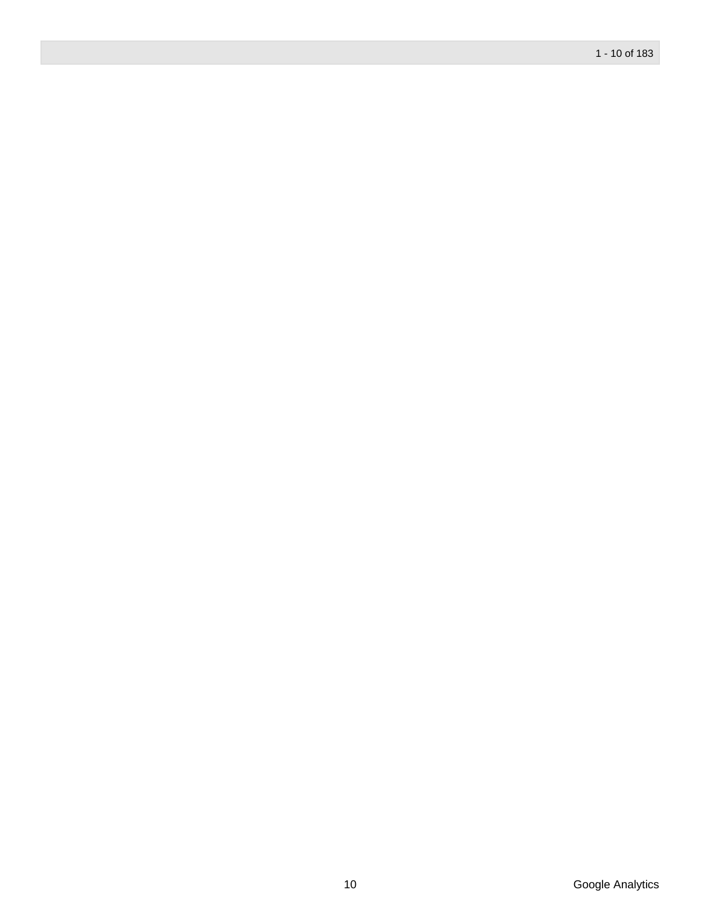1 - 10 of 183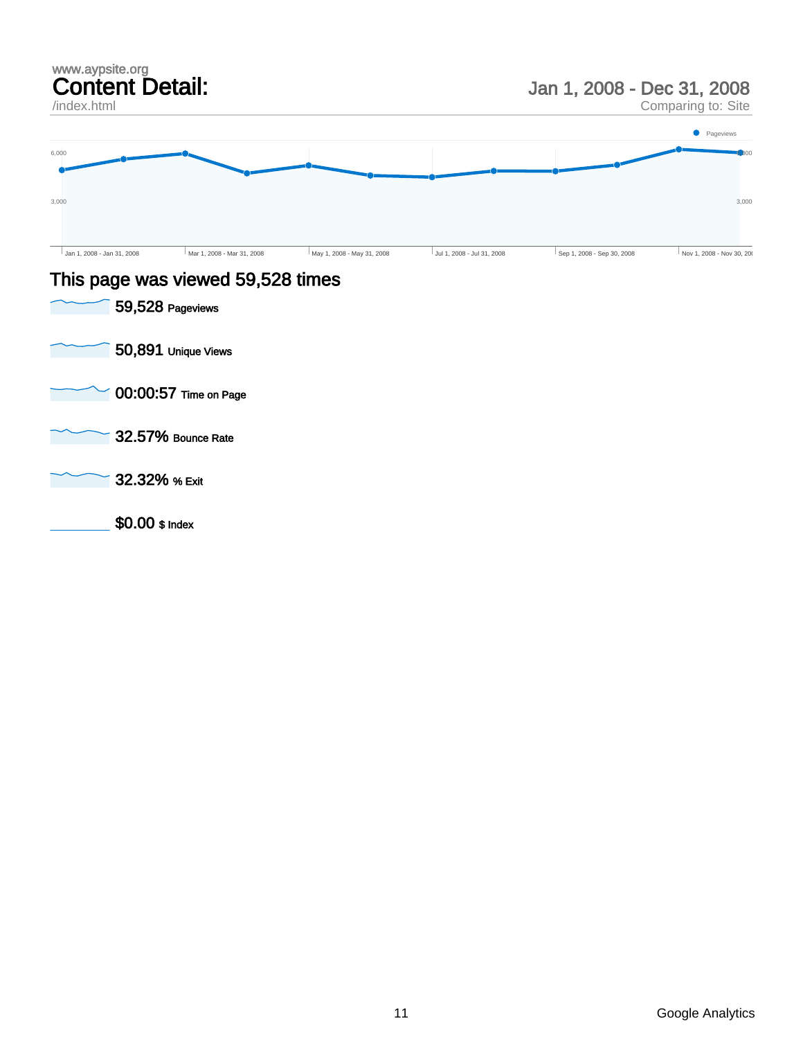www.aypsite.org

# Content Detail:

/index.html

Jan 1, 2008 - Dec 31, 2008

Comparing to: Site

## This page was viewed 59,528 times

**59,528** Pageviews

**50,891** Unique Views

**00:00:57** Time on Page

**32.57%** Bounce Rate

**32.32%** % Exit

**$0.00** $ Index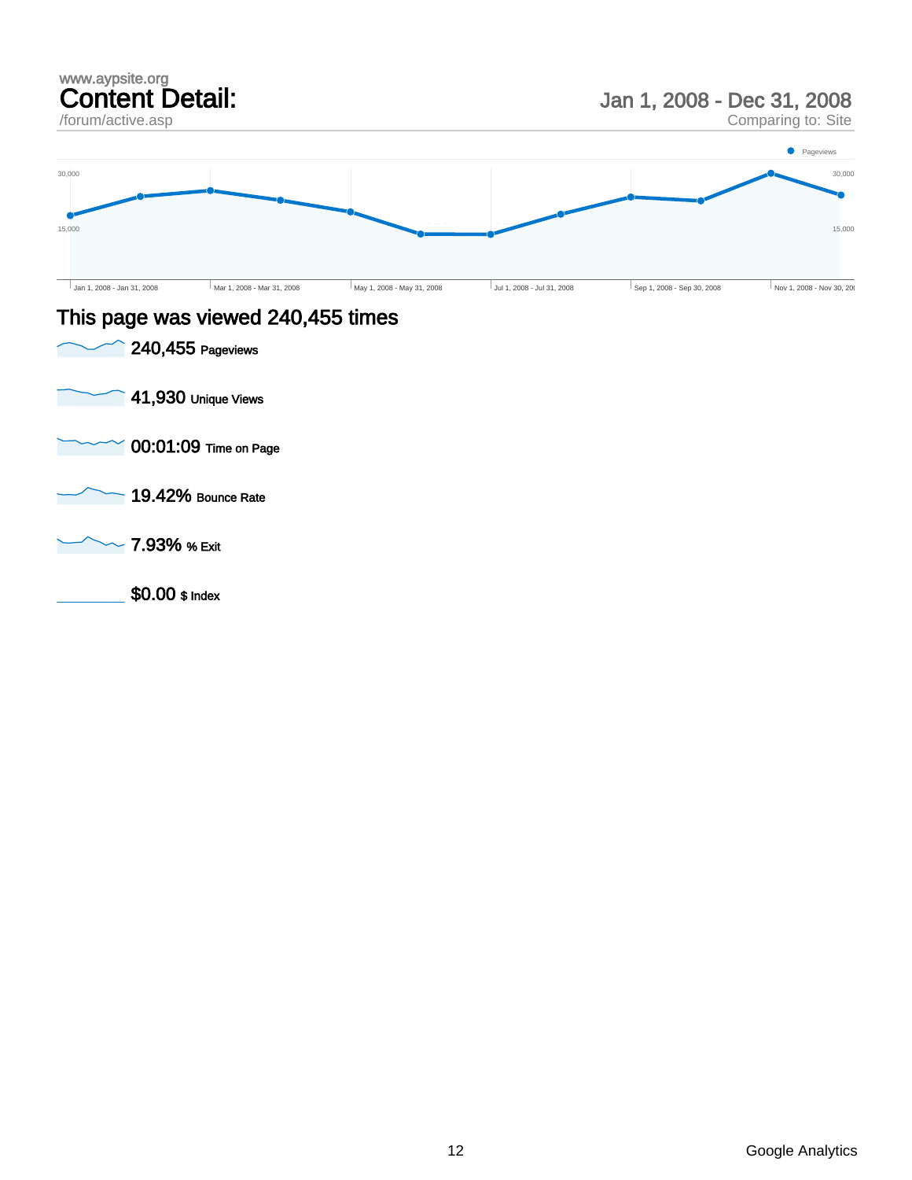www.aypsite.org

# Content Detail:

/forum/active.asp

Jan 1, 2008 - Dec 31, 2008

Comparing to: Site

Pageviews

30,000

15,000

Jan 1, 2008 - Jan 31, 2008 | Mar 1, 2008 - Mar 31, 2008 | May 1, 2008 - May 31, 2008 | Jul 1, 2008 - Jul 31, 2008 | Sep 1, 2008 - Sep 30, 2008 | Nov 1, 2008 - Nov 30, 2008

## This page was viewed 240,455 times

**240,455** Pageviews

**41,930** Unique Views

**00:01:09** Time on Page

**19.42%** Bounce Rate

**7.93%** % Exit

**$0.00** $ Index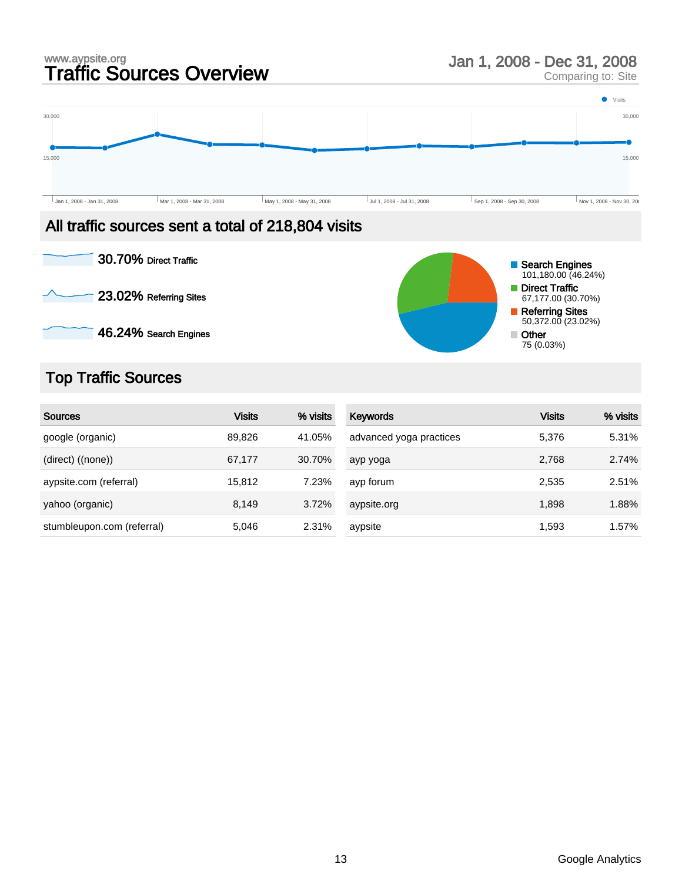www.aypsite.org

# Traffic Sources Overview

Jan 1, 2008 - Dec 31, 2008
Comparing to: Site

Visits

30,000

15,000

30,000

15,000

Jan 1, 2008 - Jan 31, 2008
Mar 1, 2008 - Mar 31, 2008
May 1, 2008 - May 31, 2008
Jul 1, 2008 - Jul 31, 2008
Sep 1, 2008 - Sep 30, 2008
Nov 1, 2008 - Nov 30, 20

## All traffic sources sent a total of 218,804 visits

**30.70%** Direct Traffic

**23.02%** Referring Sites

**46.24%** Search Engines

Search Engines
101,180.00 (46.24%)

Direct Traffic
67,177.00 (30.70%)

Referring Sites
50,372.00 (23.02%)

Other
75 (0.03%)

## Top Traffic Sources

| Sources | Visits | % visits |
|---|---|---|
| google (organic) | 89,826 | 41.05% |
| (direct) ((none)) | 67,177 | 30.70% |
| aypsite.com (referral) | 15,812 | 7.23% |
| yahoo (organic) | 8,149 | 3.72% |
| stumbleupon.com (referral) | 5,046 | 2.31% |

| Keywords | Visits | % visits |
|---|---|---|
| advanced yoga practices | 5,376 | 5.31% |
| ayp yoga | 2,768 | 2.74% |
| ayp forum | 2,535 | 2.51% |
| aypsite.org | 1,898 | 1.88% |
| aypsite | 1,593 | 1.57% |

Google Analytics